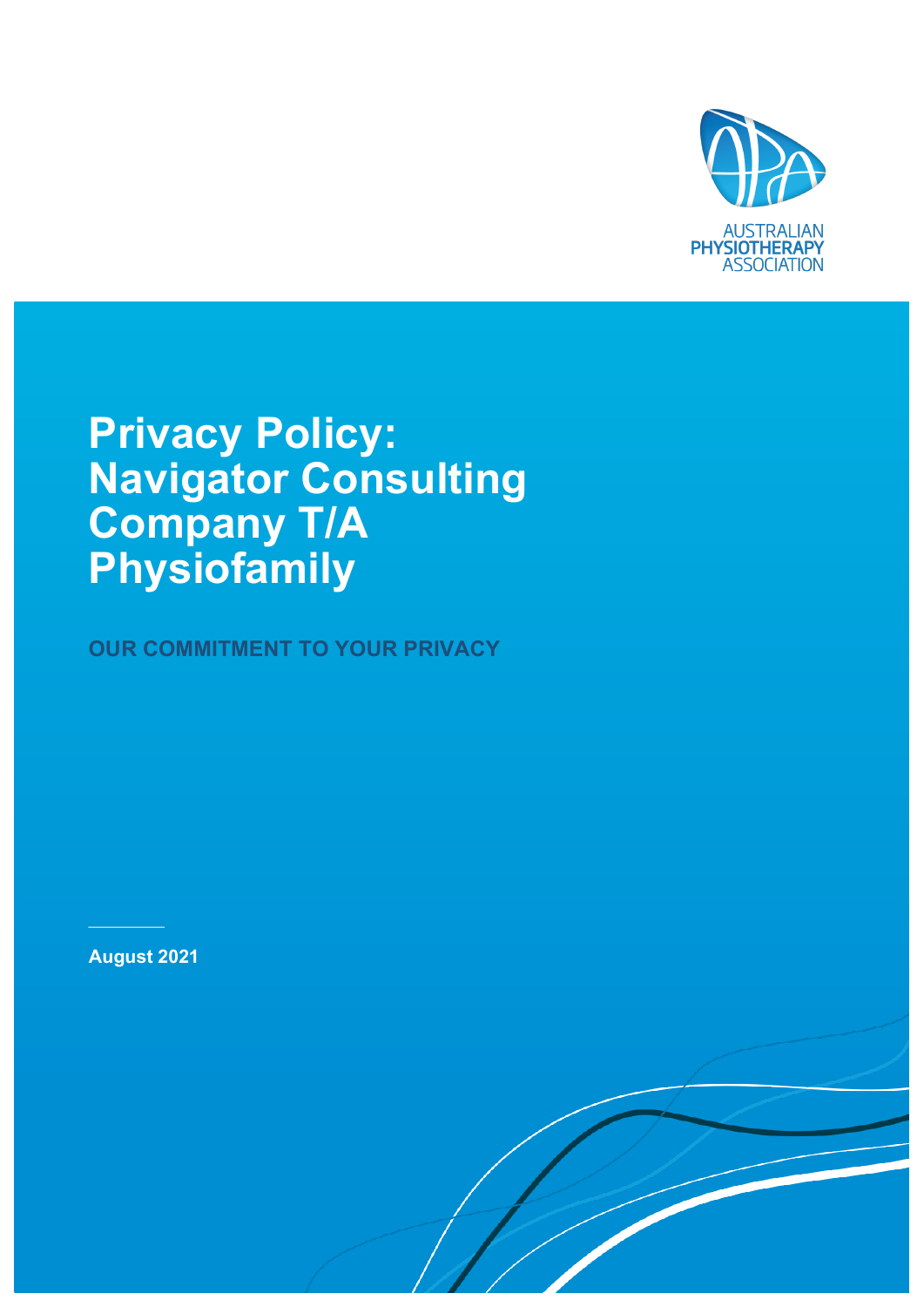AUSTRALIAN PHYSIOTHERAPY ASSOCIATION

# Privacy Policy: Navigator Consulting Company T/A Physiofamily

**OUR COMMITMENT TO YOUR PRIVACY**

**August 2021**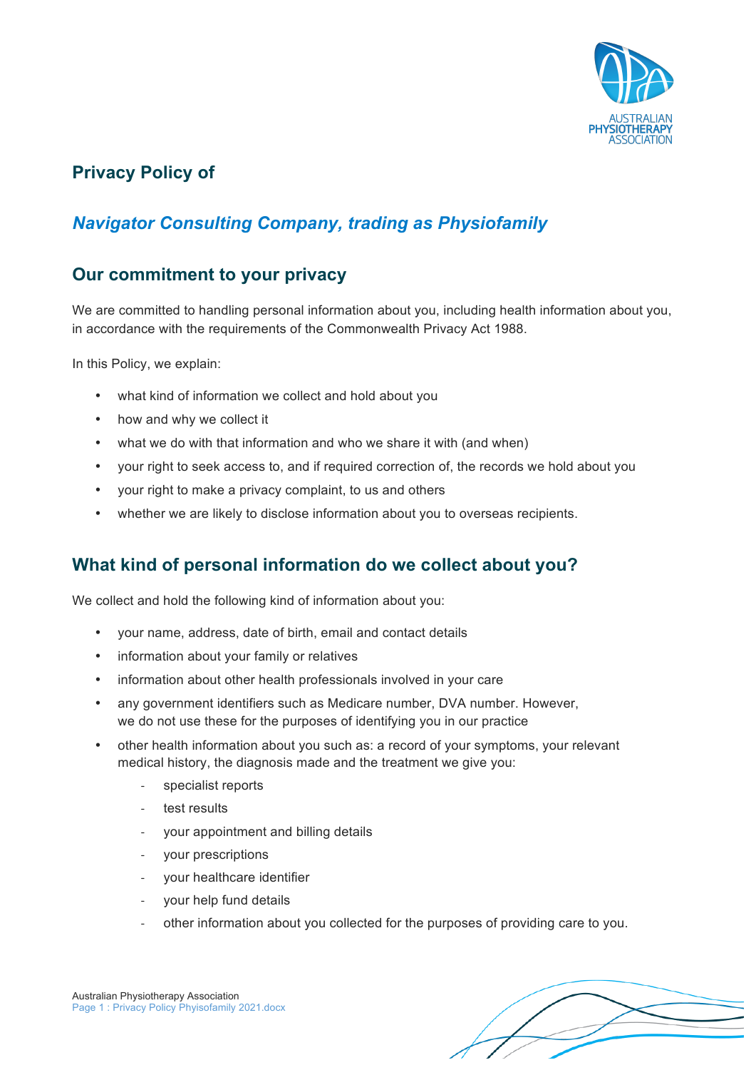## Privacy Policy of

## *Navigator Consulting Company, trading as Physiofamily*

## Our commitment to your privacy

We are committed to handling personal information about you, including health information about you, in accordance with the requirements of the Commonwealth Privacy Act 1988.

In this Policy, we explain:

- what kind of information we collect and hold about you
- how and why we collect it
- what we do with that information and who we share it with (and when)
- your right to seek access to, and if required correction of, the records we hold about you
- your right to make a privacy complaint, to us and others
- whether we are likely to disclose information about you to overseas recipients.

## What kind of personal information do we collect about you?

We collect and hold the following kind of information about you:

- your name, address, date of birth, email and contact details
- information about your family or relatives
- information about other health professionals involved in your care
- any government identifiers such as Medicare number, DVA number. However, we do not use these for the purposes of identifying you in our practice
- other health information about you such as: a record of your symptoms, your relevant medical history, the diagnosis made and the treatment we give you:
  - specialist reports
  - test results
  - your appointment and billing details
  - your prescriptions
  - your healthcare identifier
  - your help fund details
  - other information about you collected for the purposes of providing care to you.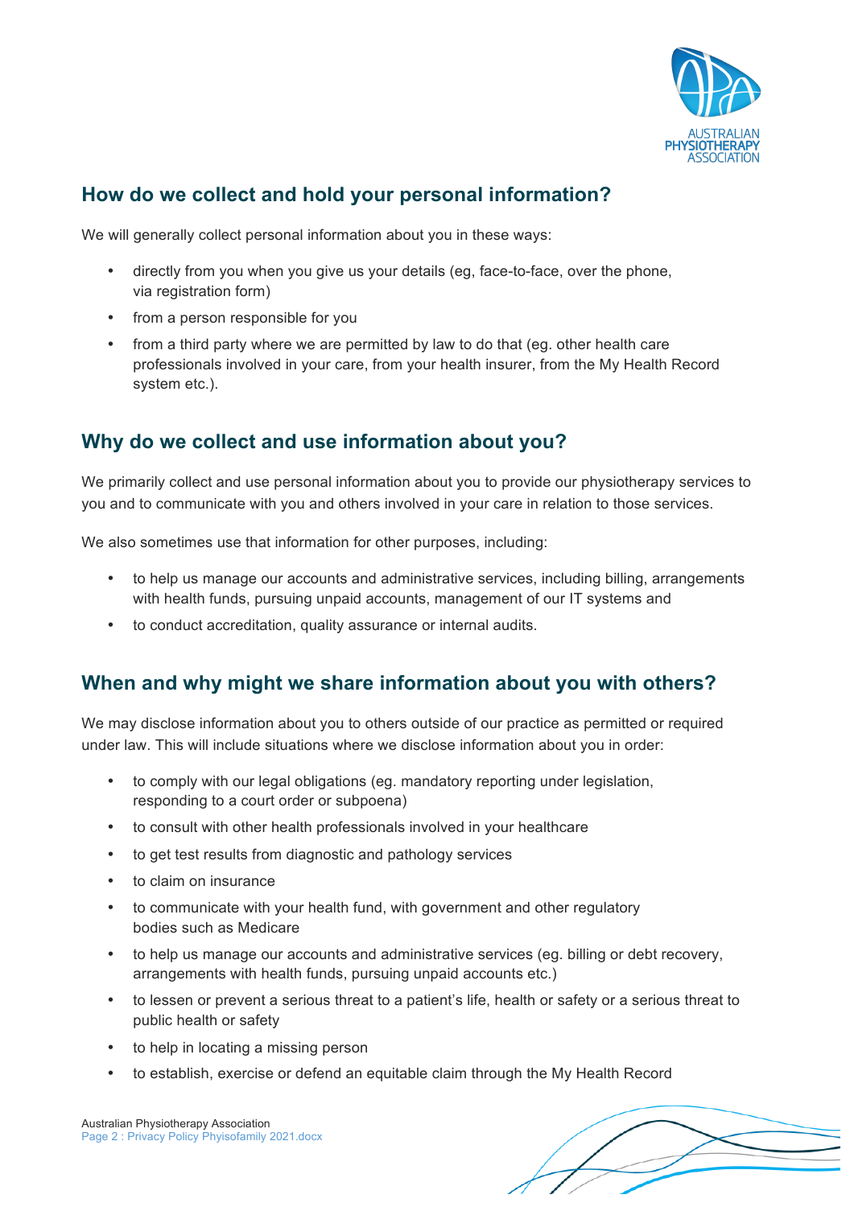## How do we collect and hold your personal information?

We will generally collect personal information about you in these ways:

- directly from you when you give us your details (eg, face-to-face, over the phone, via registration form)
- from a person responsible for you
- from a third party where we are permitted by law to do that (eg. other health care professionals involved in your care, from your health insurer, from the My Health Record system etc.).

## Why do we collect and use information about you?

We primarily collect and use personal information about you to provide our physiotherapy services to you and to communicate with you and others involved in your care in relation to those services.

We also sometimes use that information for other purposes, including:

- to help us manage our accounts and administrative services, including billing, arrangements with health funds, pursuing unpaid accounts, management of our IT systems and
- to conduct accreditation, quality assurance or internal audits.

## When and why might we share information about you with others?

We may disclose information about you to others outside of our practice as permitted or required under law. This will include situations where we disclose information about you in order:

- to comply with our legal obligations (eg. mandatory reporting under legislation, responding to a court order or subpoena)
- to consult with other health professionals involved in your healthcare
- to get test results from diagnostic and pathology services
- to claim on insurance
- to communicate with your health fund, with government and other regulatory bodies such as Medicare
- to help us manage our accounts and administrative services (eg. billing or debt recovery, arrangements with health funds, pursuing unpaid accounts etc.)
- to lessen or prevent a serious threat to a patient's life, health or safety or a serious threat to public health or safety
- to help in locating a missing person
- to establish, exercise or defend an equitable claim through the My Health Record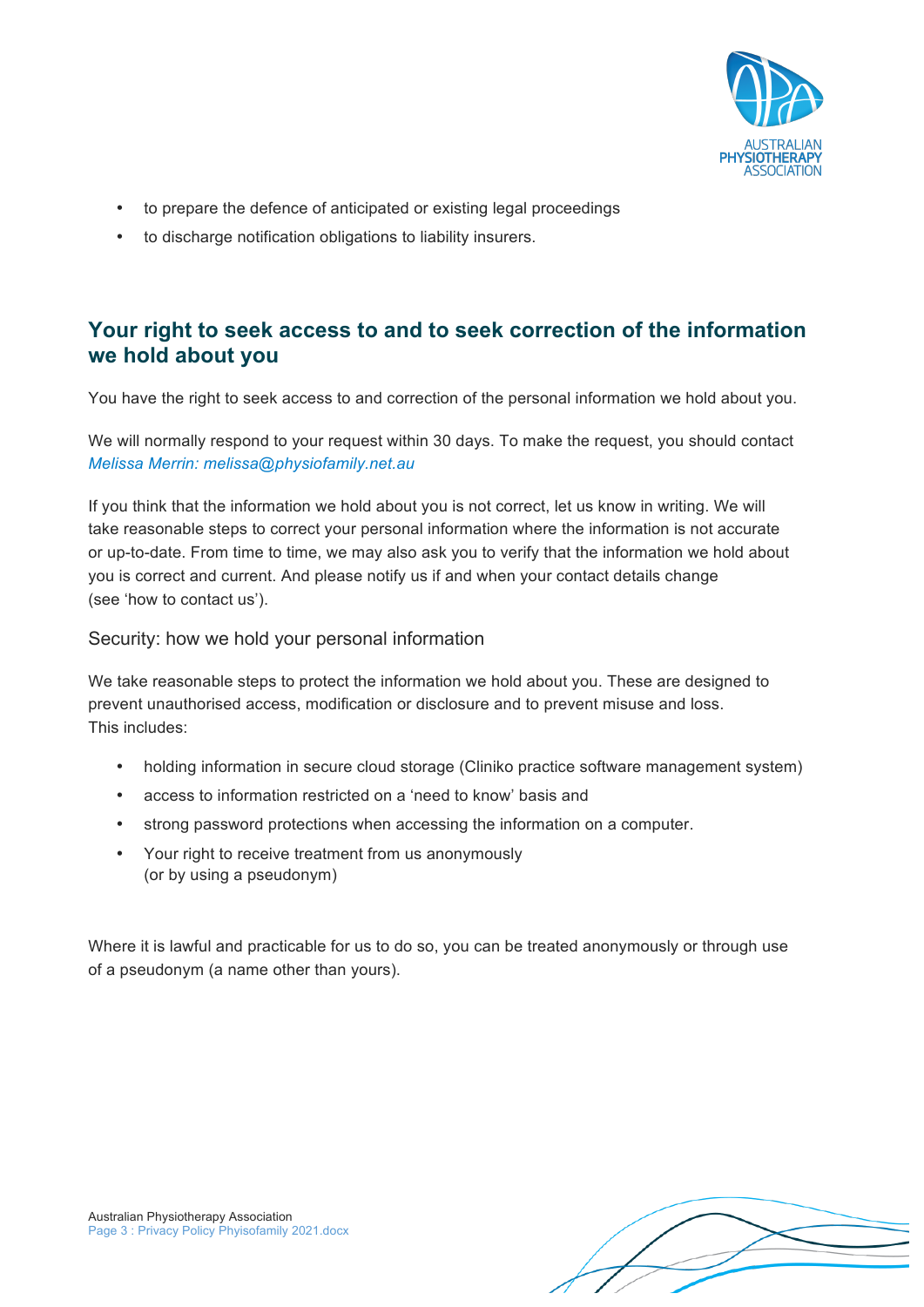- to prepare the defence of anticipated or existing legal proceedings
- to discharge notification obligations to liability insurers.

## Your right to seek access to and to seek correction of the information we hold about you

You have the right to seek access to and correction of the personal information we hold about you.

We will normally respond to your request within 30 days. To make the request, you should contact *Melissa Merrin: melissa@physiofamily.net.au*

If you think that the information we hold about you is not correct, let us know in writing. We will take reasonable steps to correct your personal information where the information is not accurate or up-to-date. From time to time, we may also ask you to verify that the information we hold about you is correct and current. And please notify us if and when your contact details change (see 'how to contact us').

### Security: how we hold your personal information

We take reasonable steps to protect the information we hold about you. These are designed to prevent unauthorised access, modification or disclosure and to prevent misuse and loss. This includes:

- holding information in secure cloud storage (Cliniko practice software management system)
- access to information restricted on a 'need to know' basis and
- strong password protections when accessing the information on a computer.
- Your right to receive treatment from us anonymously (or by using a pseudonym)

Where it is lawful and practicable for us to do so, you can be treated anonymously or through use of a pseudonym (a name other than yours).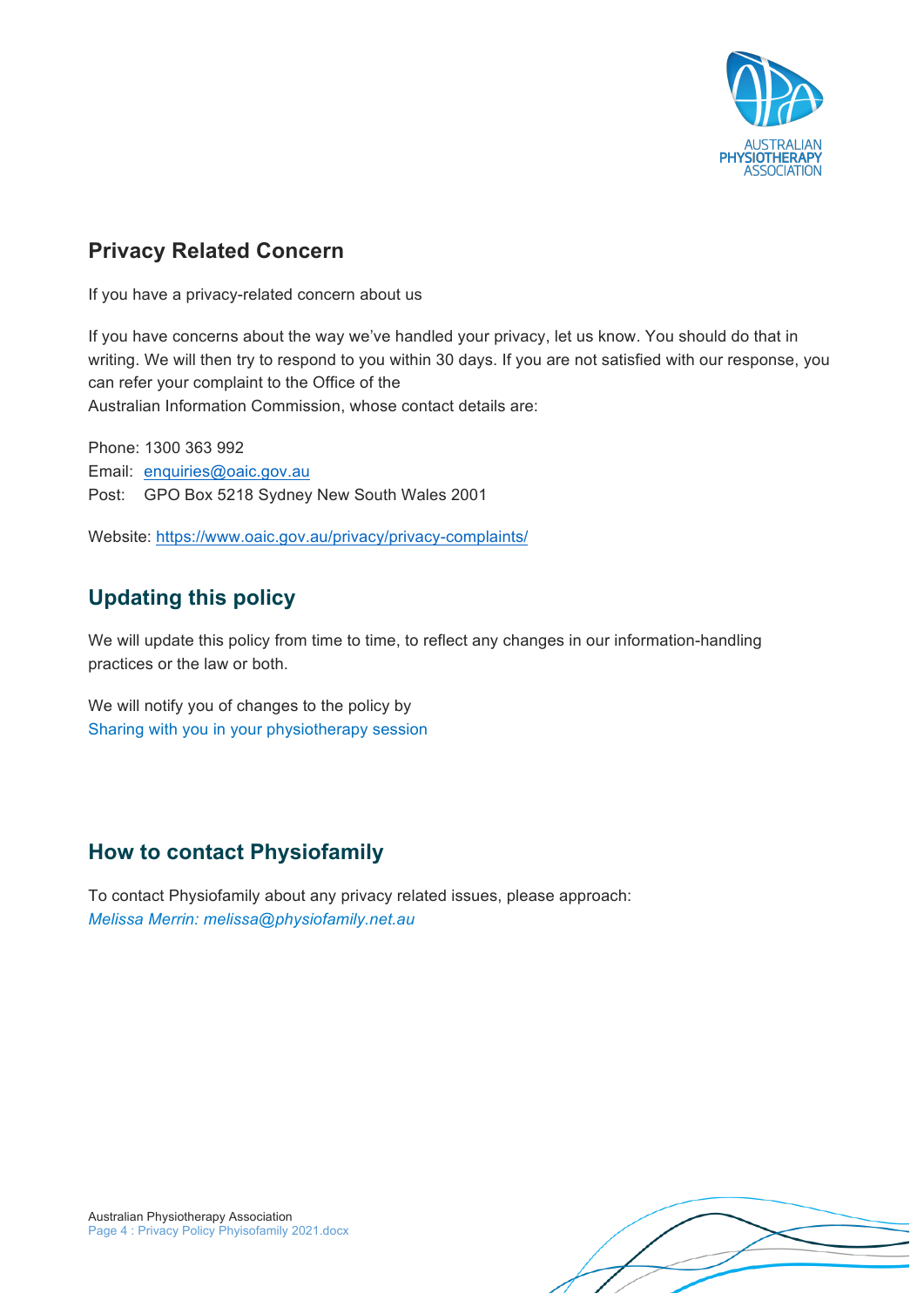## Privacy Related Concern

If you have a privacy-related concern about us

If you have concerns about the way we've handled your privacy, let us know. You should do that in writing. We will then try to respond to you within 30 days. If you are not satisfied with our response, you can refer your complaint to the Office of the
Australian Information Commission, whose contact details are:

Phone: 1300 363 992
Email: enquiries@oaic.gov.au
Post: GPO Box 5218 Sydney New South Wales 2001

Website: https://www.oaic.gov.au/privacy/privacy-complaints/

## Updating this policy

We will update this policy from time to time, to reflect any changes in our information-handling practices or the law or both.

We will notify you of changes to the policy by
Sharing with you in your physiotherapy session

## How to contact Physiofamily

To contact Physiofamily about any privacy related issues, please approach:
*Melissa Merrin: melissa@physiofamily.net.au*